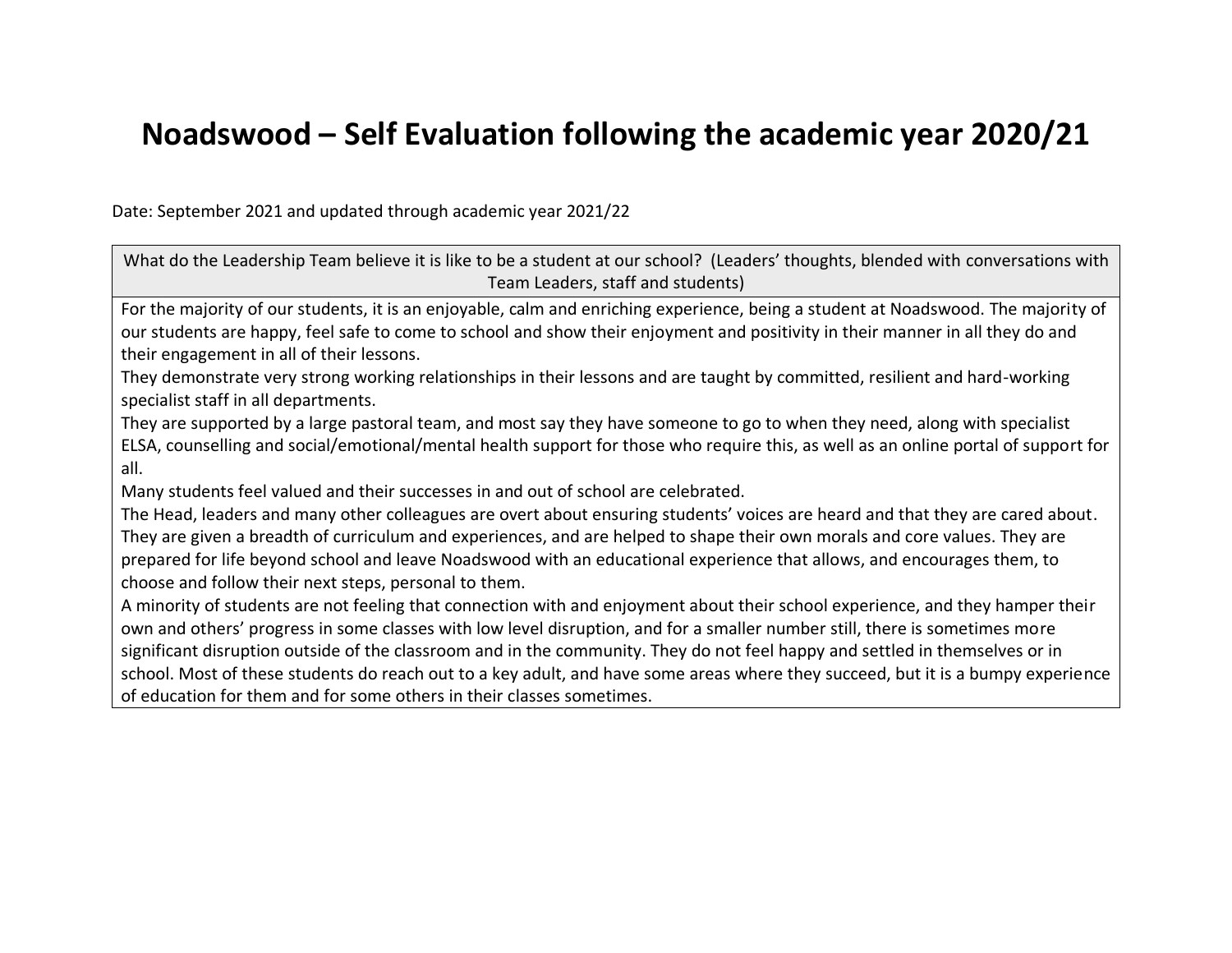# Noadswood – Self Evaluation following the academic year 2020/21

Date: September 2021 and updated through academic year 2021/22

| What do the Leadership Team believe it is like to be a student at our school? (Leaders' thoughts, blended with conversations with Team Leaders, staff and students) |
| --- |
| For the majority of our students, it is an enjoyable, calm and enriching experience, being a student at Noadswood. The majority of our students are happy, feel safe to come to school and show their enjoyment and positivity in their manner in all they do and their engagement in all of their lessons.<br>They demonstrate very strong working relationships in their lessons and are taught by committed, resilient and hard-working specialist staff in all departments.<br>They are supported by a large pastoral team, and most say they have someone to go to when they need, along with specialist ELSA, counselling and social/emotional/mental health support for those who require this, as well as an online portal of support for all.<br>Many students feel valued and their successes in and out of school are celebrated.<br>The Head, leaders and many other colleagues are overt about ensuring students' voices are heard and that they are cared about.<br>They are given a breadth of curriculum and experiences, and are helped to shape their own morals and core values. They are prepared for life beyond school and leave Noadswood with an educational experience that allows, and encourages them, to choose and follow their next steps, personal to them.<br>A minority of students are not feeling that connection with and enjoyment about their school experience, and they hamper their own and others' progress in some classes with low level disruption, and for a smaller number still, there is sometimes more significant disruption outside of the classroom and in the community. They do not feel happy and settled in themselves or in school. Most of these students do reach out to a key adult, and have some areas where they succeed, but it is a bumpy experience of education for them and for some others in their classes sometimes. |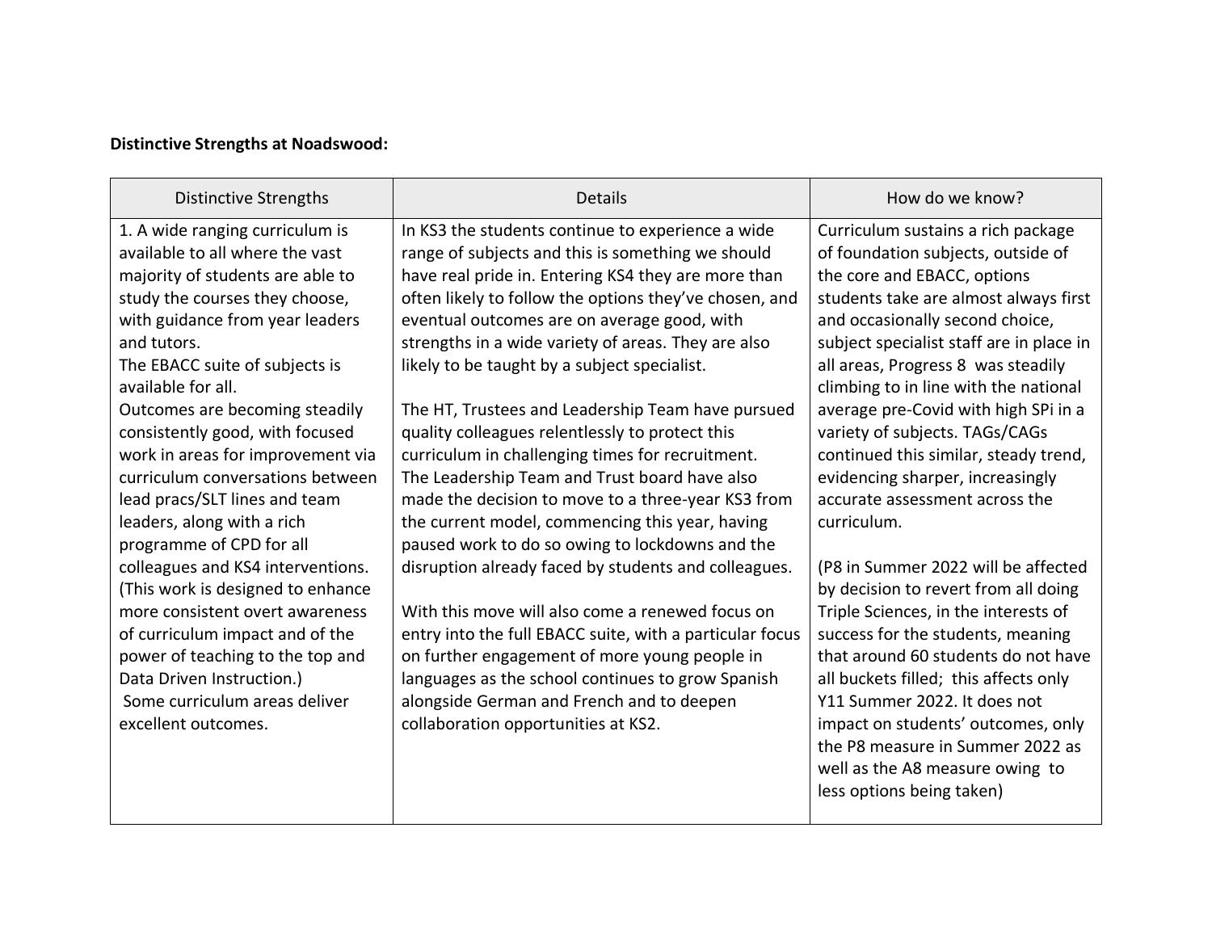**Distinctive Strengths at Noadswood:**

| Distinctive Strengths | Details | How do we know? |
|---|---|---|
| 1. A wide ranging curriculum is available to all where the vast majority of students are able to study the courses they choose, with guidance from year leaders and tutors.<br>The EBACC suite of subjects is available for all.<br>Outcomes are becoming steadily consistently good, with focused work in areas for improvement via curriculum conversations between lead pracs/SLT lines and team leaders, along with a rich programme of CPD for all colleagues and KS4 interventions. (This work is designed to enhance more consistent overt awareness of curriculum impact and of the power of teaching to the top and Data Driven Instruction.)<br>Some curriculum areas deliver excellent outcomes. | In KS3 the students continue to experience a wide range of subjects and this is something we should have real pride in. Entering KS4 they are more than often likely to follow the options they've chosen, and eventual outcomes are on average good, with strengths in a wide variety of areas. They are also likely to be taught by a subject specialist.<br><br>The HT, Trustees and Leadership Team have pursued quality colleagues relentlessly to protect this curriculum in challenging times for recruitment. The Leadership Team and Trust board have also made the decision to move to a three-year KS3 from the current model, commencing this year, having paused work to do so owing to lockdowns and the disruption already faced by students and colleagues.<br><br>With this move will also come a renewed focus on entry into the full EBACC suite, with a particular focus on further engagement of more young people in languages as the school continues to grow Spanish alongside German and French and to deepen collaboration opportunities at KS2. | Curriculum sustains a rich package of foundation subjects, outside of the core and EBACC, options students take are almost always first and occasionally second choice, subject specialist staff are in place in all areas, Progress 8 was steadily climbing to in line with the national average pre-Covid with high SPi in a variety of subjects. TAGs/CAGs continued this similar, steady trend, evidencing sharper, increasingly accurate assessment across the curriculum.<br><br>(P8 in Summer 2022 will be affected by decision to revert from all doing Triple Sciences, in the interests of success for the students, meaning that around 60 students do not have all buckets filled; this affects only Y11 Summer 2022. It does not impact on students' outcomes, only the P8 measure in Summer 2022 as well as the A8 measure owing to less options being taken) |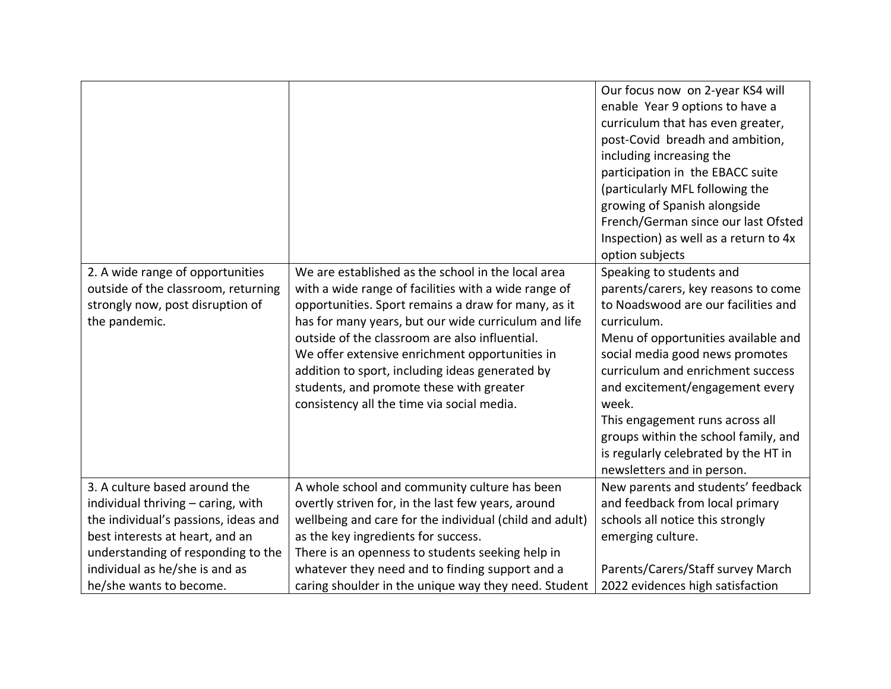| | | |
|---|---|---|
| | | Our focus now on 2-year KS4 will enable Year 9 options to have a curriculum that has even greater, post-Covid breadh and ambition, including increasing the participation in the EBACC suite (particularly MFL following the growing of Spanish alongside French/German since our last Ofsted Inspection) as well as a return to 4x option subjects |
| 2. A wide range of opportunities outside of the classroom, returning strongly now, post disruption of the pandemic. | We are established as the school in the local area with a wide range of facilities with a wide range of opportunities. Sport remains a draw for many, as it has for many years, but our wide curriculum and life outside of the classroom are also influential.<br>We offer extensive enrichment opportunities in addition to sport, including ideas generated by students, and promote these with greater consistency all the time via social media. | Speaking to students and parents/carers, key reasons to come to Noadswood are our facilities and curriculum.<br>Menu of opportunities available and social media good news promotes curriculum and enrichment success and excitement/engagement every week.<br>This engagement runs across all groups within the school family, and is regularly celebrated by the HT in newsletters and in person. |
| 3. A culture based around the individual thriving – caring, with the individual's passions, ideas and best interests at heart, and an understanding of responding to the individual as he/she is and as he/she wants to become. | A whole school and community culture has been overtly striven for, in the last few years, around wellbeing and care for the individual (child and adult) as the key ingredients for success.<br>There is an openness to students seeking help in whatever they need and to finding support and a caring shoulder in the unique way they need. Student | New parents and students' feedback and feedback from local primary schools all notice this strongly emerging culture.<br><br>Parents/Carers/Staff survey March 2022 evidences high satisfaction |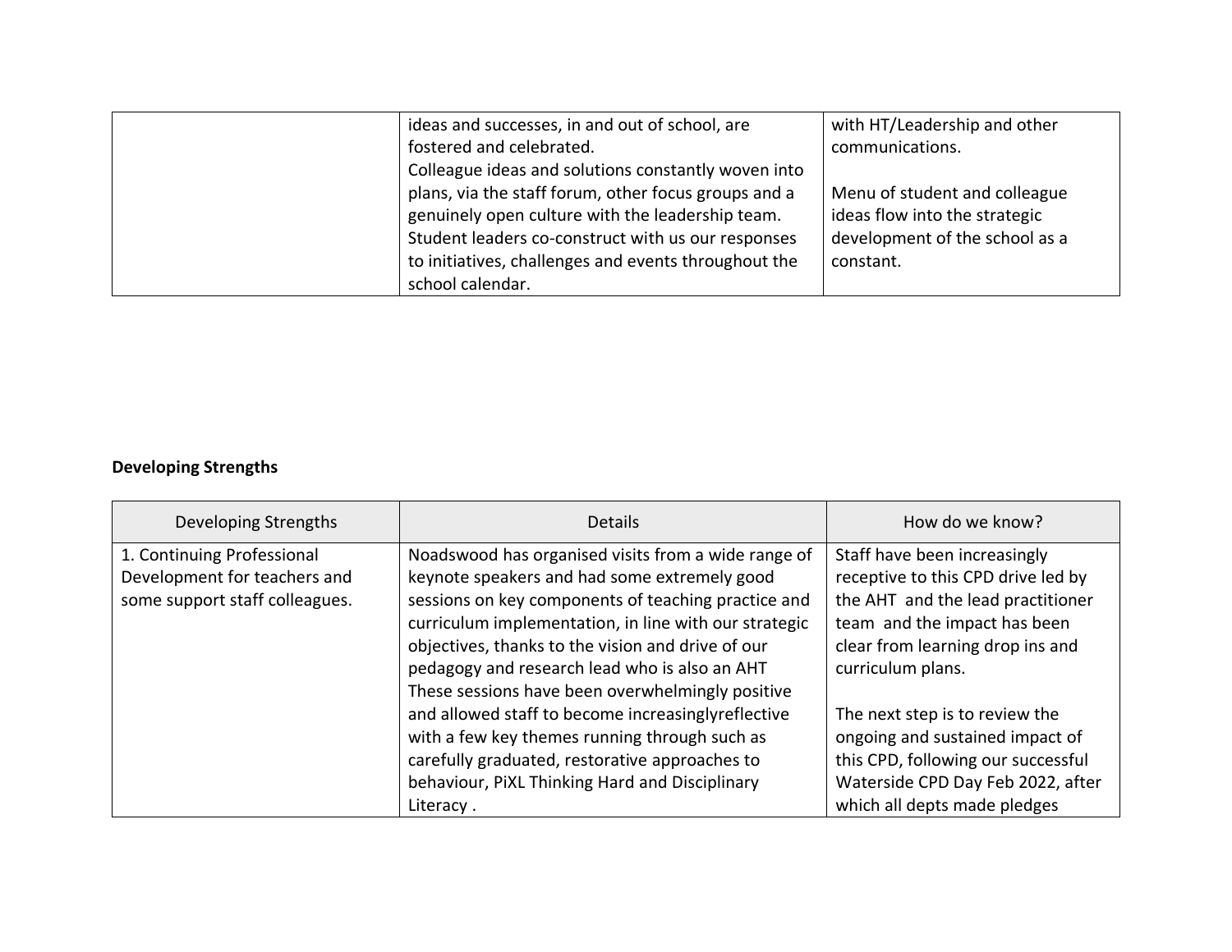| | | |
|---|---|---|
| | ideas and successes, in and out of school, are fostered and celebrated. Colleague ideas and solutions constantly woven into plans, via the staff forum, other focus groups and a genuinely open culture with the leadership team. Student leaders co-construct with us our responses to initiatives, challenges and events throughout the school calendar. | with HT/Leadership and other communications.<br><br>Menu of student and colleague ideas flow into the strategic development of the school as a constant. |

**Developing Strengths**

| Developing Strengths | Details | How do we know? |
|---|---|---|
| 1. Continuing Professional Development for teachers and some support staff colleagues. | Noadswood has organised visits from a wide range of keynote speakers and had some extremely good sessions on key components of teaching practice and curriculum implementation, in line with our strategic objectives, thanks to the vision and drive of our pedagogy and research lead who is also an AHT These sessions have been overwhelmingly positive and allowed staff to become increasinglyreflective with a few key themes running through such as carefully graduated, restorative approaches to behaviour, PiXL Thinking Hard and Disciplinary Literacy . | Staff have been increasingly receptive to this CPD drive led by the AHT and the lead practitioner team and the impact has been clear from learning drop ins and curriculum plans.<br><br>The next step is to review the ongoing and sustained impact of this CPD, following our successful Waterside CPD Day Feb 2022, after which all depts made pledges |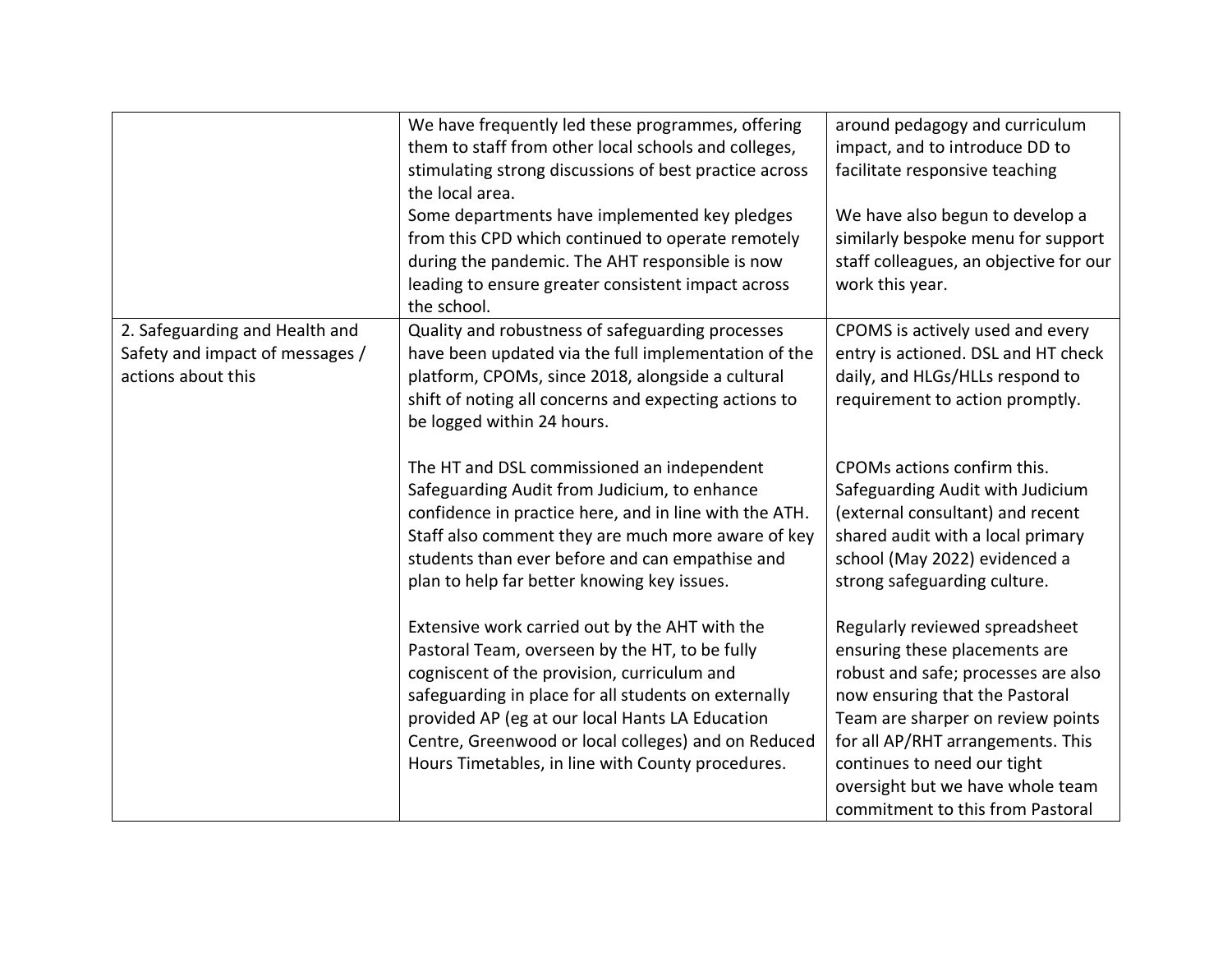| | | |
|---|---|---|
| | We have frequently led these programmes, offering them to staff from other local schools and colleges, stimulating strong discussions of best practice across the local area.<br>Some departments have implemented key pledges from this CPD which continued to operate remotely during the pandemic. The AHT responsible is now leading to ensure greater consistent impact across the school. | around pedagogy and curriculum impact, and to introduce DD to facilitate responsive teaching<br><br>We have also begun to develop a similarly bespoke menu for support staff colleagues, an objective for our work this year. |
| 2. Safeguarding and Health and Safety and impact of messages / actions about this | Quality and robustness of safeguarding processes have been updated via the full implementation of the platform, CPOMs, since 2018, alongside a cultural shift of noting all concerns and expecting actions to be logged within 24 hours.<br><br>The HT and DSL commissioned an independent Safeguarding Audit from Judicium, to enhance confidence in practice here, and in line with the ATH. Staff also comment they are much more aware of key students than ever before and can empathise and plan to help far better knowing key issues.<br><br>Extensive work carried out by the AHT with the Pastoral Team, overseen by the HT, to be fully cogniscent of the provision, curriculum and safeguarding in place for all students on externally provided AP (eg at our local Hants LA Education Centre, Greenwood or local colleges) and on Reduced Hours Timetables, in line with County procedures. | CPOMS is actively used and every entry is actioned. DSL and HT check daily, and HLGs/HLLs respond to requirement to action promptly.<br><br>CPOMs actions confirm this. Safeguarding Audit with Judicium (external consultant) and recent shared audit with a local primary school (May 2022) evidenced a strong safeguarding culture.<br><br>Regularly reviewed spreadsheet ensuring these placements are robust and safe; processes are also now ensuring that the Pastoral Team are sharper on review points for all AP/RHT arrangements. This continues to need our tight oversight but we have whole team commitment to this from Pastoral |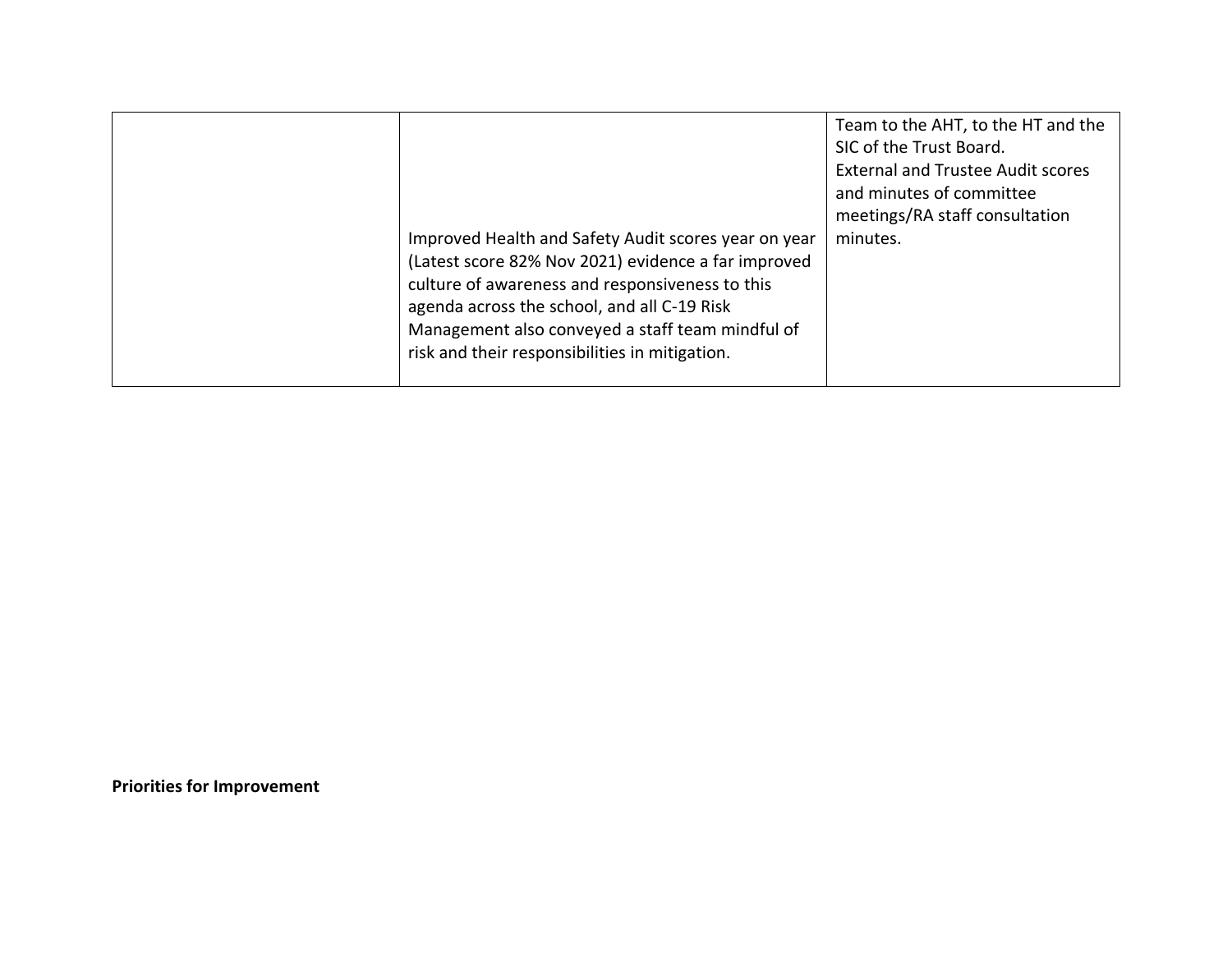| | | |
|---|---|---|
| | Improved Health and Safety Audit scores year on year (Latest score 82% Nov 2021) evidence a far improved culture of awareness and responsiveness to this agenda across the school, and all C-19 Risk Management also conveyed a staff team mindful of risk and their responsibilities in mitigation. | Team to the AHT, to the HT and the SIC of the Trust Board. External and Trustee Audit scores and minutes of committee meetings/RA staff consultation minutes. |

**Priorities for Improvement**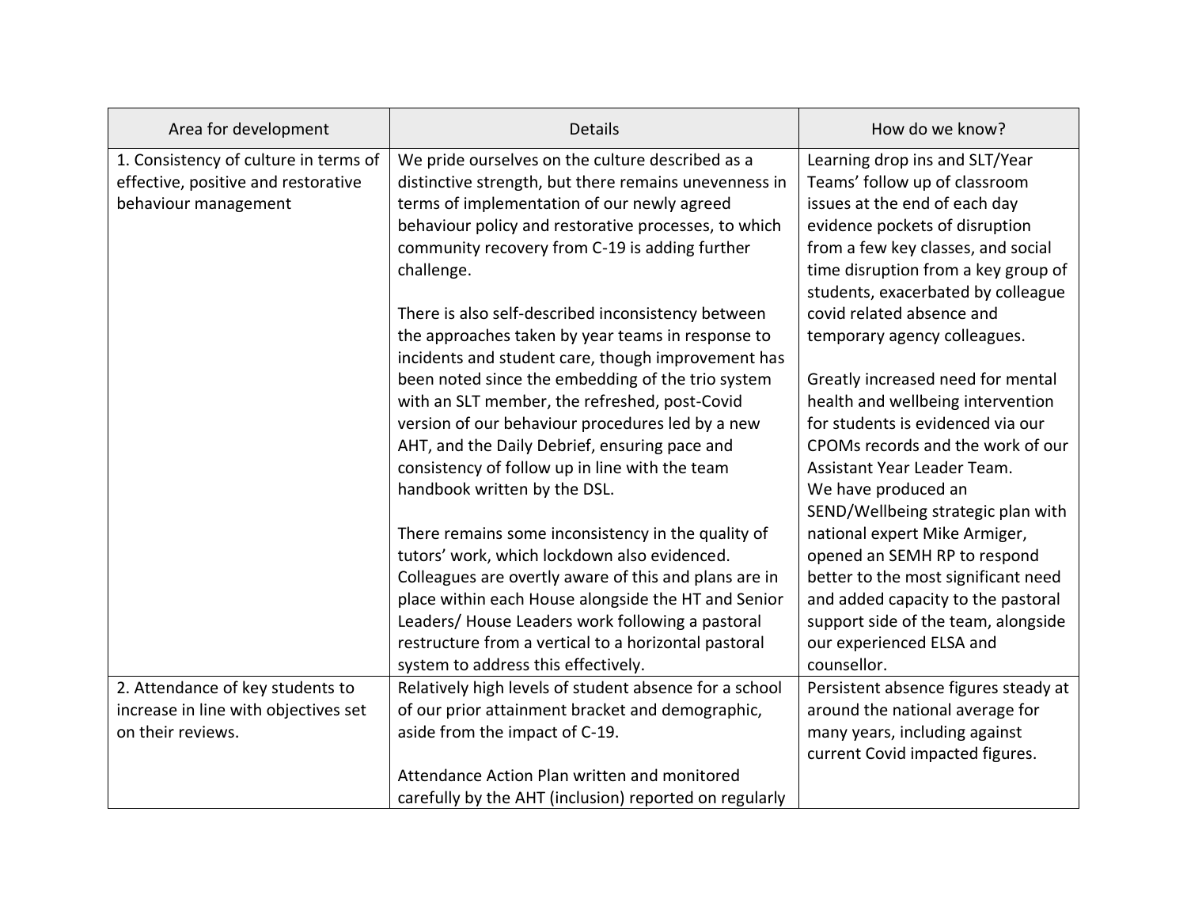| Area for development | Details | How do we know? |
|---|---|---|
| 1. Consistency of culture in terms of effective, positive and restorative behaviour management | We pride ourselves on the culture described as a distinctive strength, but there remains unevenness in terms of implementation of our newly agreed behaviour policy and restorative processes, to which community recovery from C-19 is adding further challenge.<br><br>There is also self-described inconsistency between the approaches taken by year teams in response to incidents and student care, though improvement has been noted since the embedding of the trio system with an SLT member, the refreshed, post-Covid version of our behaviour procedures led by a new AHT, and the Daily Debrief, ensuring pace and consistency of follow up in line with the team handbook written by the DSL.<br><br>There remains some inconsistency in the quality of tutors' work, which lockdown also evidenced. Colleagues are overtly aware of this and plans are in place within each House alongside the HT and Senior Leaders/ House Leaders work following a pastoral restructure from a vertical to a horizontal pastoral system to address this effectively. | Learning drop ins and SLT/Year Teams' follow up of classroom issues at the end of each day evidence pockets of disruption from a few key classes, and social time disruption from a key group of students, exacerbated by colleague covid related absence and temporary agency colleagues.<br><br>Greatly increased need for mental health and wellbeing intervention for students is evidenced via our CPOMs records and the work of our Assistant Year Leader Team.<br>We have produced an SEND/Wellbeing strategic plan with national expert Mike Armiger, opened an SEMH RP to respond better to the most significant need and added capacity to the pastoral support side of the team, alongside our experienced ELSA and counsellor. |
| 2. Attendance of key students to increase in line with objectives set on their reviews. | Relatively high levels of student absence for a school of our prior attainment bracket and demographic, aside from the impact of C-19.<br><br>Attendance Action Plan written and monitored carefully by the AHT (inclusion) reported on regularly | Persistent absence figures steady at around the national average for many years, including against current Covid impacted figures. |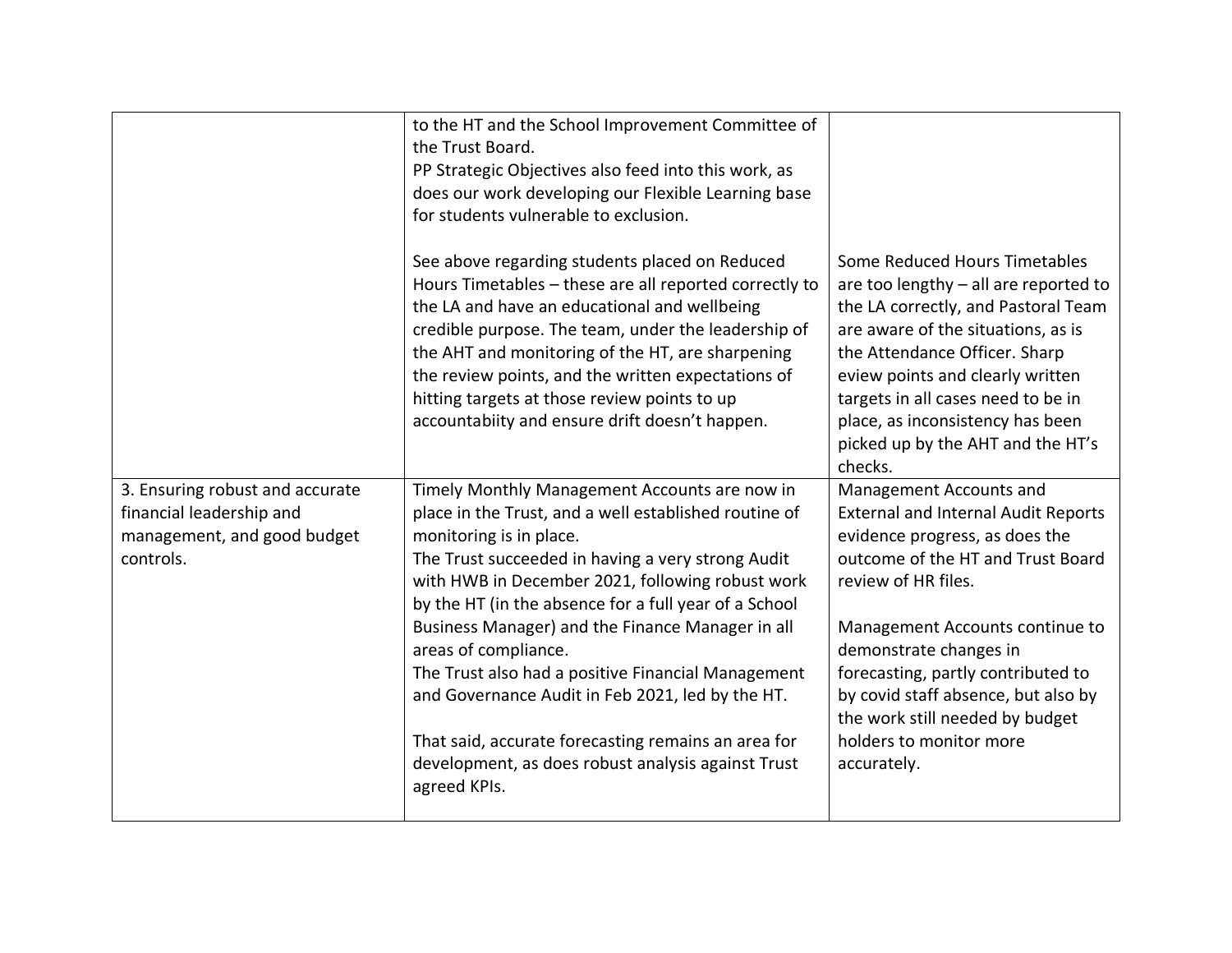| | | |
|---|---|---|
| | to the HT and the School Improvement Committee of the Trust Board.<br>PP Strategic Objectives also feed into this work, as does our work developing our Flexible Learning base for students vulnerable to exclusion.<br><br>See above regarding students placed on Reduced Hours Timetables – these are all reported correctly to the LA and have an educational and wellbeing credible purpose. The team, under the leadership of the AHT and monitoring of the HT, are sharpening the review points, and the written expectations of hitting targets at those review points to up accountabiity and ensure drift doesn't happen. | <br><br><br><br><br>Some Reduced Hours Timetables are too lengthy – all are reported to the LA correctly, and Pastoral Team are aware of the situations, as is the Attendance Officer. Sharp eview points and clearly written targets in all cases need to be in place, as inconsistency has been picked up by the AHT and the HT's checks. |
| 3. Ensuring robust and accurate financial leadership and management, and good budget controls. | Timely Monthly Management Accounts are now in place in the Trust, and a well established routine of monitoring is in place.<br>The Trust succeeded in having a very strong Audit with HWB in December 2021, following robust work by the HT (in the absence for a full year of a School Business Manager) and the Finance Manager in all areas of compliance.<br>The Trust also had a positive Financial Management and Governance Audit in Feb 2021, led by the HT.<br><br>That said, accurate forecasting remains an area for development, as does robust analysis against Trust agreed KPIs. | Management Accounts and External and Internal Audit Reports evidence progress, as does the outcome of the HT and Trust Board review of HR files.<br><br>Management Accounts continue to demonstrate changes in forecasting, partly contributed to by covid staff absence, but also by the work still needed by budget holders to monitor more accurately. |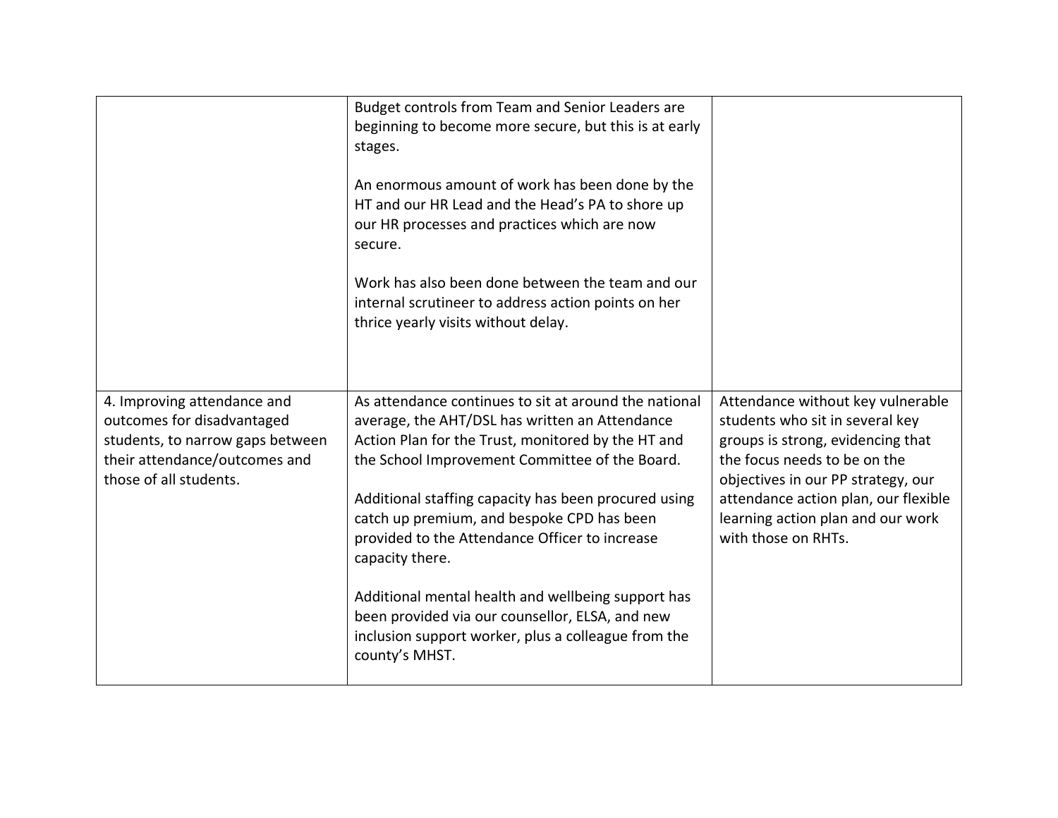| | | |
|---|---|---|
| | Budget controls from Team and Senior Leaders are beginning to become more secure, but this is at early stages.<br><br>An enormous amount of work has been done by the HT and our HR Lead and the Head's PA to shore up our HR processes and practices which are now secure.<br><br>Work has also been done between the team and our internal scrutineer to address action points on her thrice yearly visits without delay. | |
| 4. Improving attendance and outcomes for disadvantaged students, to narrow gaps between their attendance/outcomes and those of all students. | As attendance continues to sit at around the national average, the AHT/DSL has written an Attendance Action Plan for the Trust, monitored by the HT and the School Improvement Committee of the Board.<br><br>Additional staffing capacity has been procured using catch up premium, and bespoke CPD has been provided to the Attendance Officer to increase capacity there.<br><br>Additional mental health and wellbeing support has been provided via our counsellor, ELSA, and new inclusion support worker, plus a colleague from the county's MHST. | Attendance without key vulnerable students who sit in several key groups is strong, evidencing that the focus needs to be on the objectives in our PP strategy, our attendance action plan, our flexible learning action plan and our work with those on RHTs. |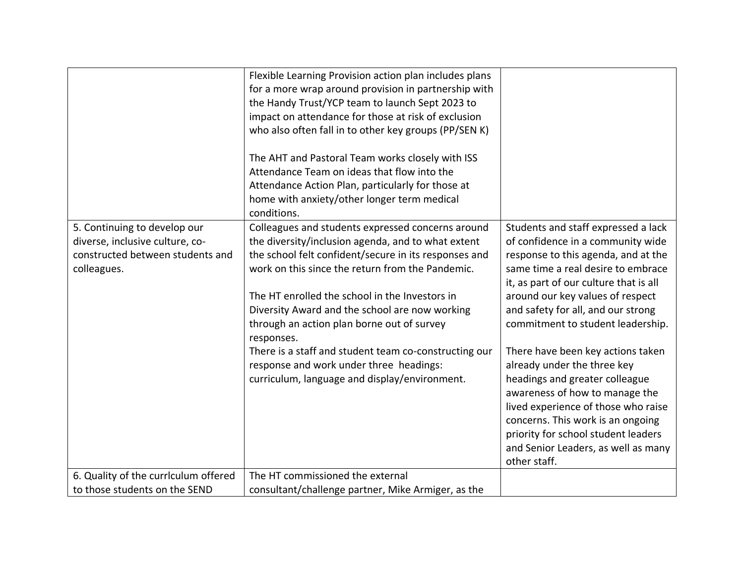| | | |
|---|---|---|
| | Flexible Learning Provision action plan includes plans for a more wrap around provision in partnership with the Handy Trust/YCP team to launch Sept 2023 to impact on attendance for those at risk of exclusion who also often fall in to other key groups (PP/SEN K)<br><br>The AHT and Pastoral Team works closely with ISS Attendance Team on ideas that flow into the Attendance Action Plan, particularly for those at home with anxiety/other longer term medical conditions. | |
| 5. Continuing to develop our diverse, inclusive culture, co-constructed between students and colleagues. | Colleagues and students expressed concerns around the diversity/inclusion agenda, and to what extent the school felt confident/secure in its responses and work on this since the return from the Pandemic.<br><br>The HT enrolled the school in the Investors in Diversity Award and the school are now working through an action plan borne out of survey responses.<br>There is a staff and student team co-constructing our response and work under three headings: curriculum, language and display/environment. | Students and staff expressed a lack of confidence in a community wide response to this agenda, and at the same time a real desire to embrace it, as part of our culture that is all around our key values of respect and safety for all, and our strong commitment to student leadership.<br><br>There have been key actions taken already under the three key headings and greater colleague awareness of how to manage the lived experience of those who raise concerns. This work is an ongoing priority for school student leaders and Senior Leaders, as well as many other staff. |
| 6. Quality of the currlculum offered to those students on the SEND | The HT commissioned the external consultant/challenge partner, Mike Armiger, as the | |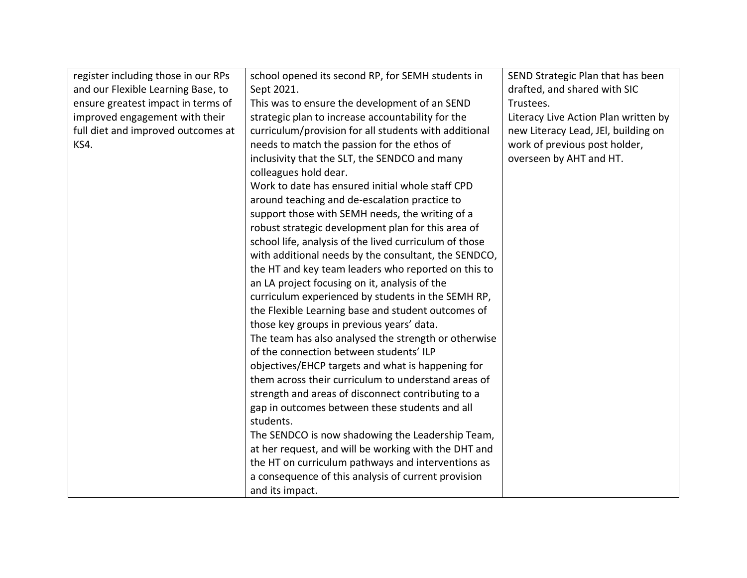| | | |
|---|---|---|
| register including those in our RPs and our Flexible Learning Base, to ensure greatest impact in terms of improved engagement with their full diet and improved outcomes at KS4. | school opened its second RP, for SEMH students in Sept 2021.<br>This was to ensure the development of an SEND strategic plan to increase accountability for the curriculum/provision for all students with additional needs to match the passion for the ethos of inclusivity that the SLT, the SENDCO and many colleagues hold dear.<br>Work to date has ensured initial whole staff CPD around teaching and de-escalation practice to support those with SEMH needs, the writing of a robust strategic development plan for this area of school life, analysis of the lived curriculum of those with additional needs by the consultant, the SENDCO, the HT and key team leaders who reported on this to an LA project focusing on it, analysis of the curriculum experienced by students in the SEMH RP, the Flexible Learning base and student outcomes of those key groups in previous years' data.<br>The team has also analysed the strength or otherwise of the connection between students' ILP objectives/EHCP targets and what is happening for them across their curriculum to understand areas of strength and areas of disconnect contributing to a gap in outcomes between these students and all students.<br>The SENDCO is now shadowing the Leadership Team, at her request, and will be working with the DHT and the HT on curriculum pathways and interventions as a consequence of this analysis of current provision and its impact. | SEND Strategic Plan that has been drafted, and shared with SIC Trustees.<br>Literacy Live Action Plan written by new Literacy Lead, JEl, building on work of previous post holder, overseen by AHT and HT. |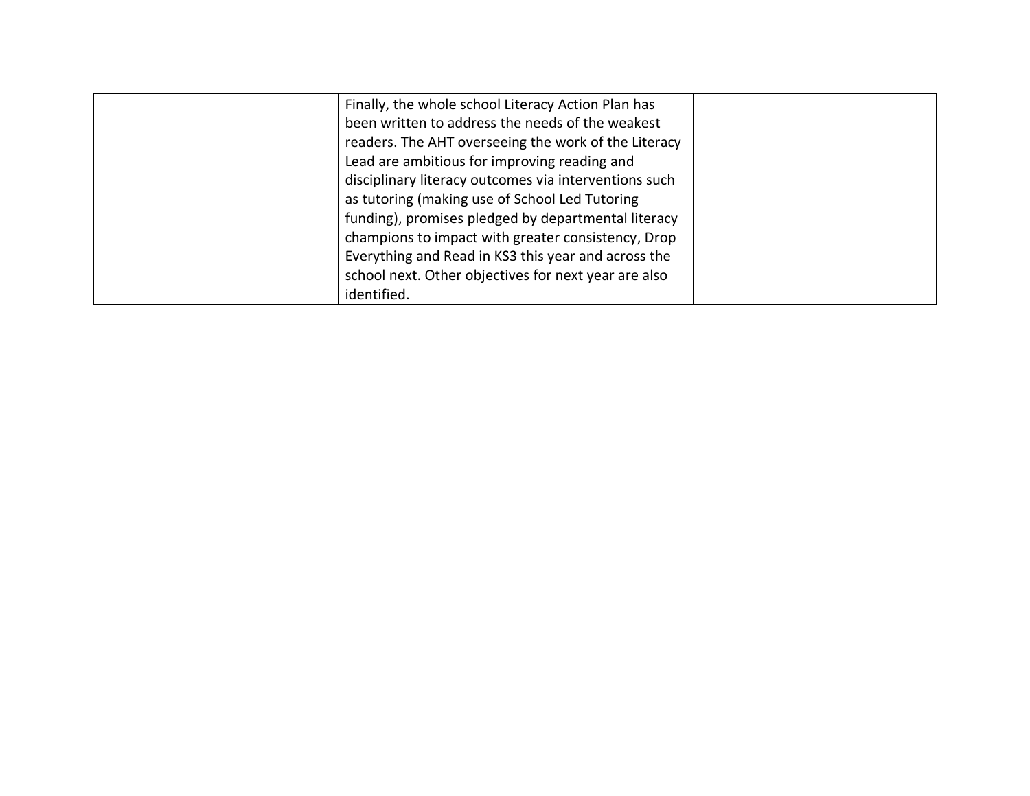| | | |
|---|---|---|
| | Finally, the whole school Literacy Action Plan has been written to address the needs of the weakest readers. The AHT overseeing the work of the Literacy Lead are ambitious for improving reading and disciplinary literacy outcomes via interventions such as tutoring (making use of School Led Tutoring funding), promises pledged by departmental literacy champions to impact with greater consistency, Drop Everything and Read in KS3 this year and across the school next. Other objectives for next year are also identified. | |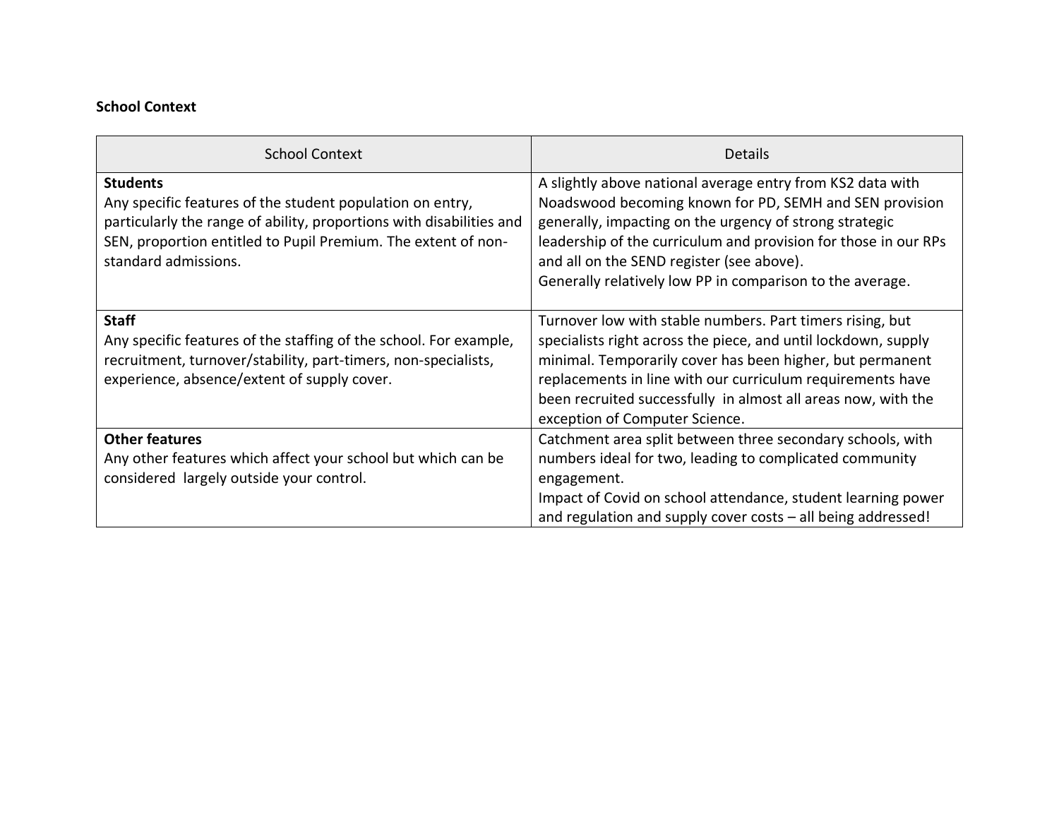**School Context**

| School Context | Details |
| --- | --- |
| **Students**<br>Any specific features of the student population on entry, particularly the range of ability, proportions with disabilities and SEN, proportion entitled to Pupil Premium. The extent of non-standard admissions. | A slightly above national average entry from KS2 data with Noadswood becoming known for PD, SEMH and SEN provision generally, impacting on the urgency of strong strategic leadership of the curriculum and provision for those in our RPs and all on the SEND register (see above).<br>Generally relatively low PP in comparison to the average. |
| **Staff**<br>Any specific features of the staffing of the school. For example, recruitment, turnover/stability, part-timers, non-specialists, experience, absence/extent of supply cover. | Turnover low with stable numbers. Part timers rising, but specialists right across the piece, and until lockdown, supply minimal. Temporarily cover has been higher, but permanent replacements in line with our curriculum requirements have been recruited successfully in almost all areas now, with the exception of Computer Science. |
| **Other features**<br>Any other features which affect your school but which can be considered largely outside your control. | Catchment area split between three secondary schools, with numbers ideal for two, leading to complicated community engagement.<br>Impact of Covid on school attendance, student learning power and regulation and supply cover costs – all being addressed! |